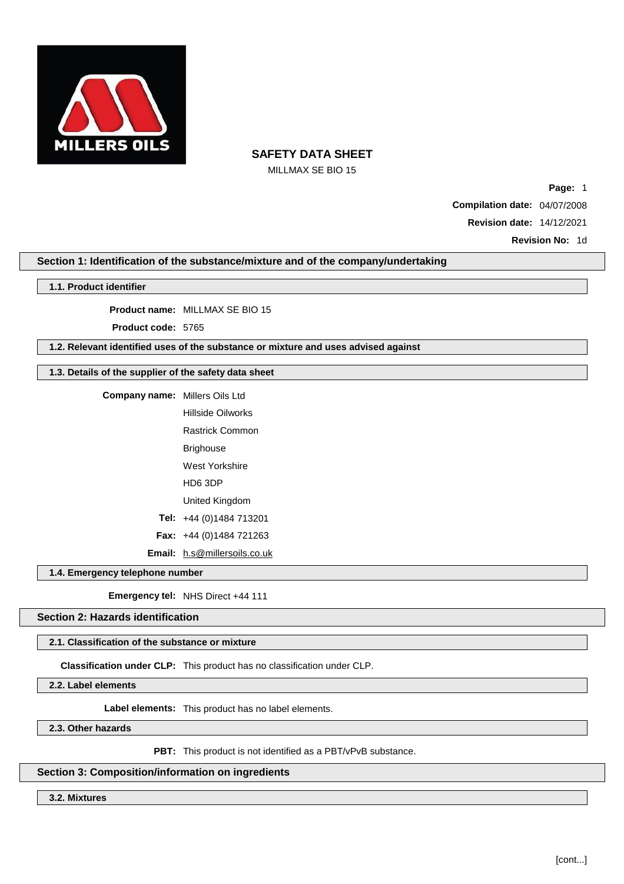# SAFETY DATA SHEET

MILLMAX SE BIO 15

**Compilation date:** 04/07/2008

**Revision date:** 14/12/2021

**Revision No:** 1d

## Section 1: Identification of the substance/mixture and of the company/undertaking

### 1.1. Product identifier

**Product name:** MILLMAX SE BIO 15

**Product code:** 5765

### 1.2. Relevant identified uses of the substance or mixture and uses advised against

### 1.3. Details of the supplier of the safety data sheet

**Company name:** Millers Oils Ltd
Hillside Oilworks
Rastrick Common
Brighouse
West Yorkshire
HD6 3DP
United Kingdom

**Tel:** +44 (0)1484 713201

**Fax:** +44 (0)1484 721263

**Email:** h.s@millersoils.co.uk

### 1.4. Emergency telephone number

**Emergency tel:** NHS Direct +44 111

## Section 2: Hazards identification

### 2.1. Classification of the substance or mixture

**Classification under CLP:** This product has no classification under CLP.

### 2.2. Label elements

**Label elements:** This product has no label elements.

### 2.3. Other hazards

**PBT:** This product is not identified as a PBT/vPvB substance.

## Section 3: Composition/information on ingredients

### 3.2. Mixtures

[cont...]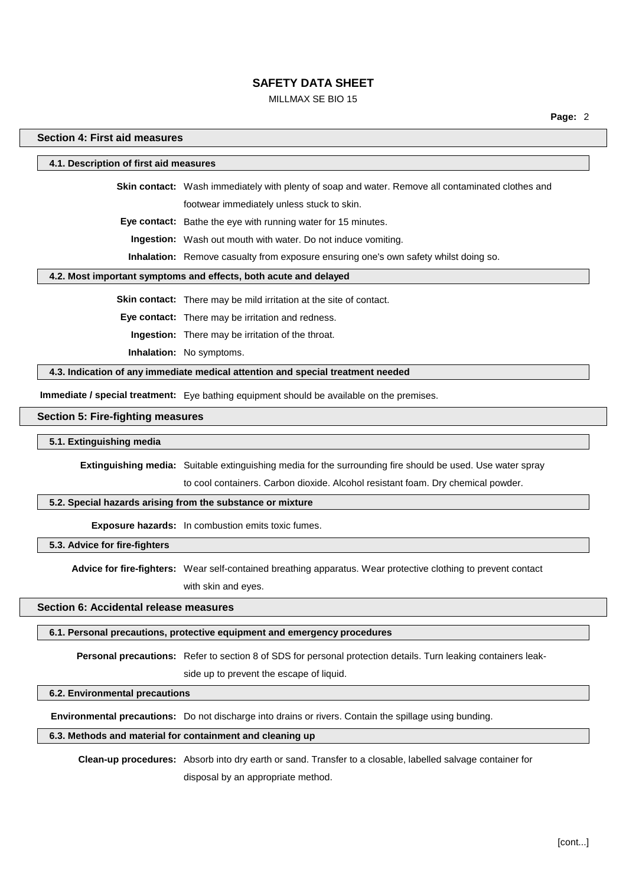## Section 4: First aid measures

### 4.1. Description of first aid measures

**Skin contact:** Wash immediately with plenty of soap and water. Remove all contaminated clothes and footwear immediately unless stuck to skin.

**Eye contact:** Bathe the eye with running water for 15 minutes.

**Ingestion:** Wash out mouth with water. Do not induce vomiting.

**Inhalation:** Remove casualty from exposure ensuring one's own safety whilst doing so.

### 4.2. Most important symptoms and effects, both acute and delayed

**Skin contact:** There may be mild irritation at the site of contact.

**Eye contact:** There may be irritation and redness.

**Ingestion:** There may be irritation of the throat.

**Inhalation:** No symptoms.

### 4.3. Indication of any immediate medical attention and special treatment needed

**Immediate / special treatment:** Eye bathing equipment should be available on the premises.

## Section 5: Fire-fighting measures

### 5.1. Extinguishing media

**Extinguishing media:** Suitable extinguishing media for the surrounding fire should be used. Use water spray to cool containers. Carbon dioxide. Alcohol resistant foam. Dry chemical powder.

### 5.2. Special hazards arising from the substance or mixture

**Exposure hazards:** In combustion emits toxic fumes.

### 5.3. Advice for fire-fighters

**Advice for fire-fighters:** Wear self-contained breathing apparatus. Wear protective clothing to prevent contact with skin and eyes.

## Section 6: Accidental release measures

### 6.1. Personal precautions, protective equipment and emergency procedures

**Personal precautions:** Refer to section 8 of SDS for personal protection details. Turn leaking containers leak-side up to prevent the escape of liquid.

### 6.2. Environmental precautions

**Environmental precautions:** Do not discharge into drains or rivers. Contain the spillage using bunding.

### 6.3. Methods and material for containment and cleaning up

**Clean-up procedures:** Absorb into dry earth or sand. Transfer to a closable, labelled salvage container for disposal by an appropriate method.

[cont...]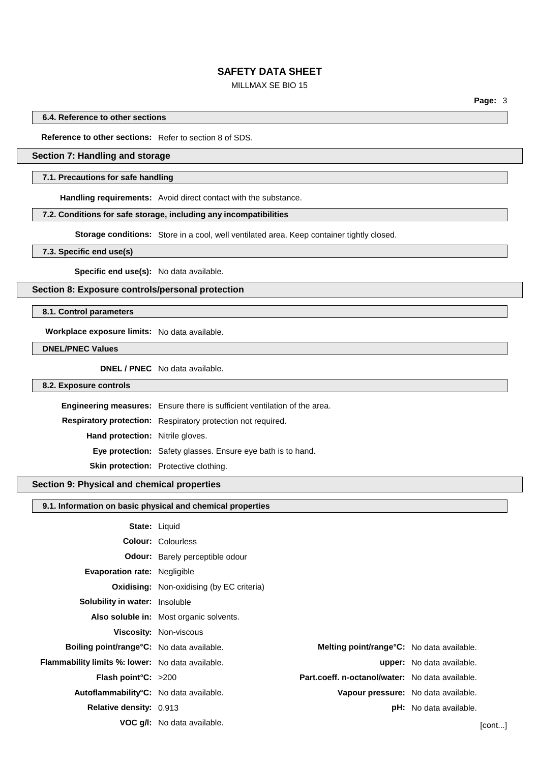#### 6.4. Reference to other sections

**Reference to other sections:** Refer to section 8 of SDS.

## Section 7: Handling and storage

#### 7.1. Precautions for safe handling

**Handling requirements:** Avoid direct contact with the substance.

#### 7.2. Conditions for safe storage, including any incompatibilities

**Storage conditions:** Store in a cool, well ventilated area. Keep container tightly closed.

#### 7.3. Specific end use(s)

**Specific end use(s):** No data available.

## Section 8: Exposure controls/personal protection

#### 8.1. Control parameters

**Workplace exposure limits:** No data available.

#### DNEL/PNEC Values

**DNEL / PNEC** No data available.

#### 8.2. Exposure controls

**Engineering measures:** Ensure there is sufficient ventilation of the area.

**Respiratory protection:** Respiratory protection not required.

**Hand protection:** Nitrile gloves.

**Eye protection:** Safety glasses. Ensure eye bath is to hand.

**Skin protection:** Protective clothing.

## Section 9: Physical and chemical properties

#### 9.1. Information on basic physical and chemical properties

**State:** Liquid

**Colour:** Colourless

**Odour:** Barely perceptible odour

**Evaporation rate:** Negligible

**Oxidising:** Non-oxidising (by EC criteria)

**Solubility in water:** Insoluble

**Also soluble in:** Most organic solvents.

**Viscosity:** Non-viscous

**Boiling point/range°C:** No data available.

**Melting point/range°C:** No data available.

**Flammability limits %: lower:** No data available.

**upper:** No data available.

**Flash point°C:** >200

**Part.coeff. n-octanol/water:** No data available.

**Autoflammability°C:** No data available.

**Vapour pressure:** No data available.

**Relative density:** 0.913

**pH:** No data available.

**VOC g/l:** No data available.

[cont...]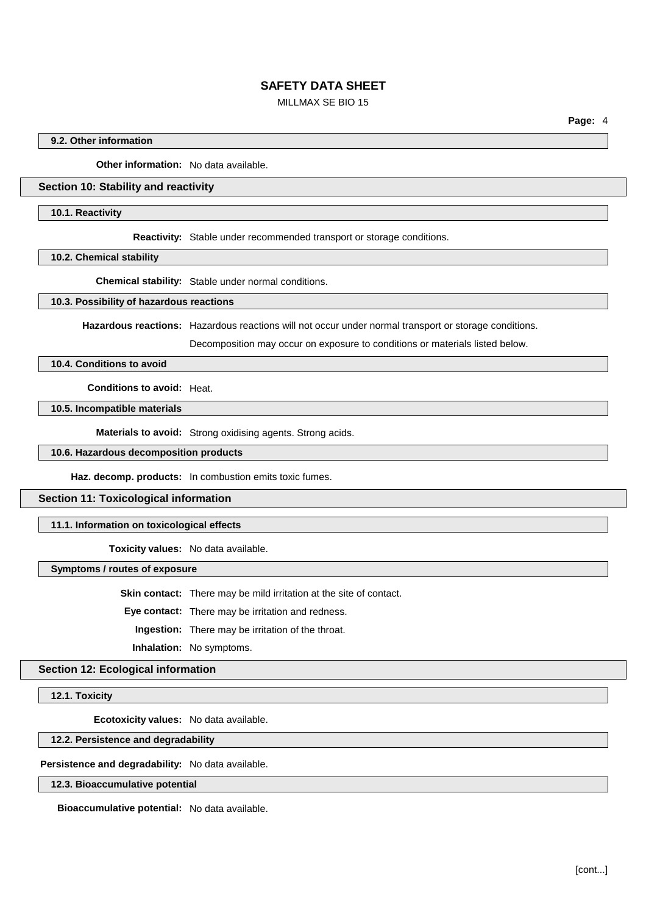### 9.2. Other information

**Other information:** No data available.

## Section 10: Stability and reactivity

### 10.1. Reactivity

**Reactivity:** Stable under recommended transport or storage conditions.

### 10.2. Chemical stability

**Chemical stability:** Stable under normal conditions.

### 10.3. Possibility of hazardous reactions

**Hazardous reactions:** Hazardous reactions will not occur under normal transport or storage conditions.

Decomposition may occur on exposure to conditions or materials listed below.

### 10.4. Conditions to avoid

**Conditions to avoid:** Heat.

### 10.5. Incompatible materials

**Materials to avoid:** Strong oxidising agents. Strong acids.

### 10.6. Hazardous decomposition products

**Haz. decomp. products:** In combustion emits toxic fumes.

## Section 11: Toxicological information

### 11.1. Information on toxicological effects

**Toxicity values:** No data available.

### Symptoms / routes of exposure

**Skin contact:** There may be mild irritation at the site of contact.

**Eye contact:** There may be irritation and redness.

**Ingestion:** There may be irritation of the throat.

**Inhalation:** No symptoms.

## Section 12: Ecological information

### 12.1. Toxicity

**Ecotoxicity values:** No data available.

### 12.2. Persistence and degradability

**Persistence and degradability:** No data available.

### 12.3. Bioaccumulative potential

**Bioaccumulative potential:** No data available.

[cont...]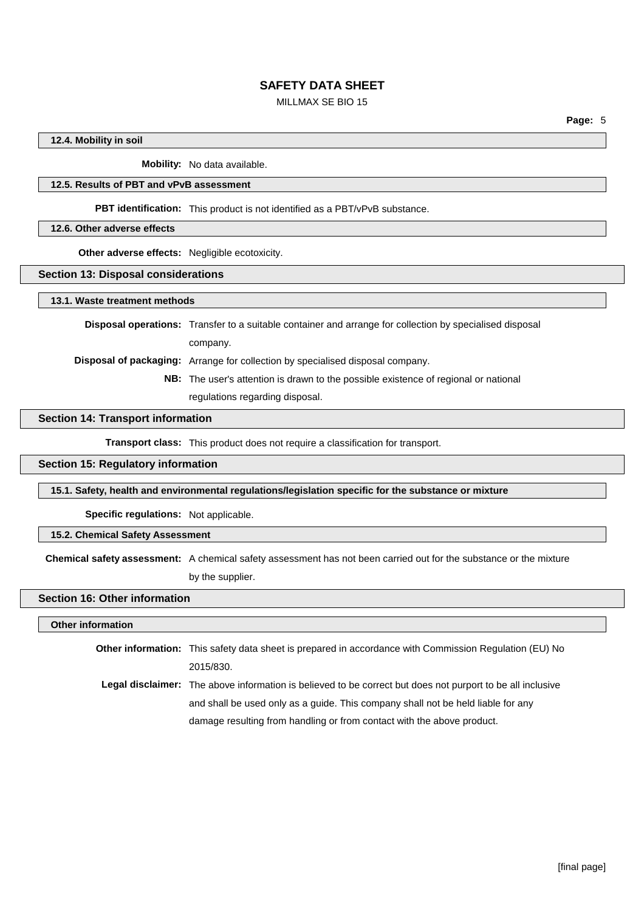### 12.4. Mobility in soil

**Mobility:** No data available.

### 12.5. Results of PBT and vPvB assessment

**PBT identification:** This product is not identified as a PBT/vPvB substance.

### 12.6. Other adverse effects

**Other adverse effects:** Negligible ecotoxicity.

## Section 13: Disposal considerations

### 13.1. Waste treatment methods

**Disposal operations:** Transfer to a suitable container and arrange for collection by specialised disposal company.

**Disposal of packaging:** Arrange for collection by specialised disposal company.

**NB:** The user's attention is drawn to the possible existence of regional or national regulations regarding disposal.

## Section 14: Transport information

**Transport class:** This product does not require a classification for transport.

## Section 15: Regulatory information

### 15.1. Safety, health and environmental regulations/legislation specific for the substance or mixture

**Specific regulations:** Not applicable.

### 15.2. Chemical Safety Assessment

**Chemical safety assessment:** A chemical safety assessment has not been carried out for the substance or the mixture by the supplier.

## Section 16: Other information

### Other information

**Other information:** This safety data sheet is prepared in accordance with Commission Regulation (EU) No 2015/830.

**Legal disclaimer:** The above information is believed to be correct but does not purport to be all inclusive and shall be used only as a guide. This company shall not be held liable for any damage resulting from handling or from contact with the above product.

[final page]